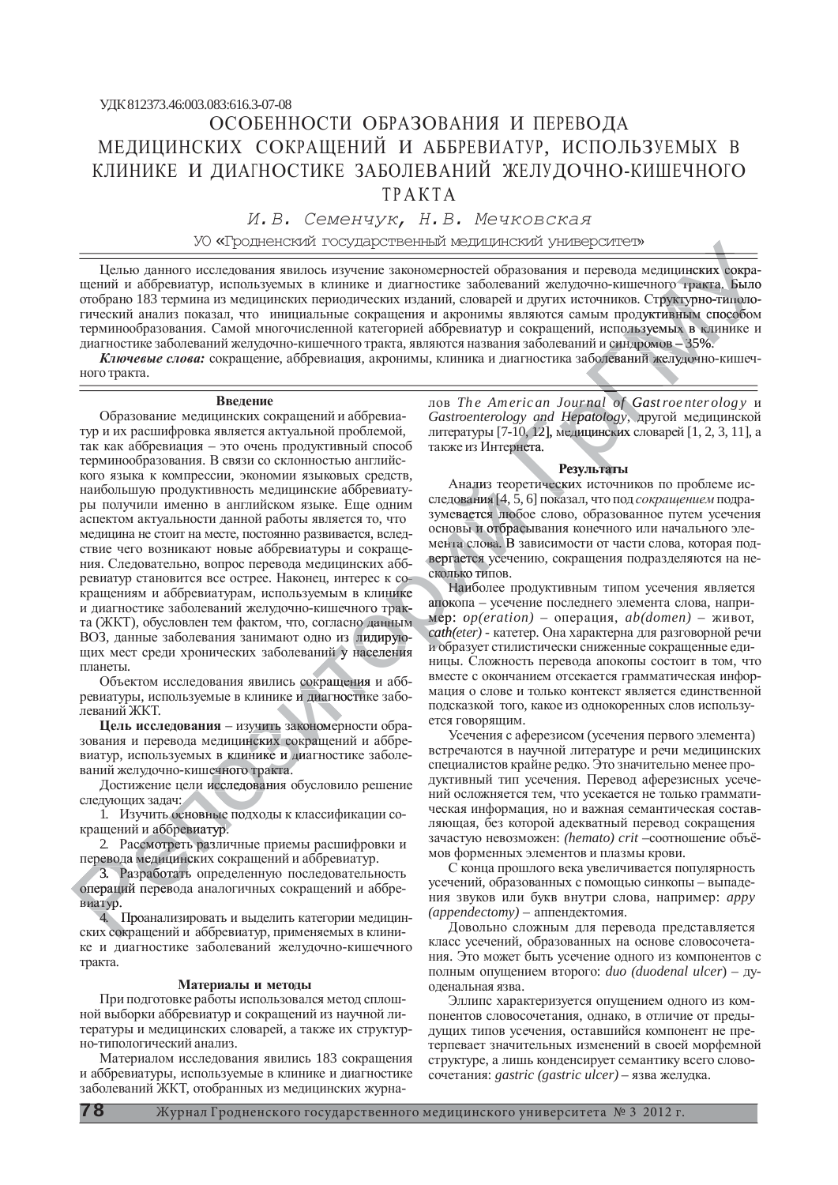УДК 812373.46:003.083:616.3-07-08

# ОСОБЕННОСТИ ОБРАЗОВАНИЯ И ПЕРЕВОДА МЕДИЦИНСКИХ СОКРАЩЕНИЙ И АББРЕВИАТУР, ИСПОЛЬЗУЕМЫХ В КЛИНИКЕ И ДИАГНОСТИКЕ ЗАБОЛЕВАНИЙ ЖЕЛУДОЧНО-КИШЕЧНОГО ТРАКТА

*И.В. Семенчук, Н.В. Мечковская*

УО «Гродненский государственный медицинский университет»

Целью данного исследования явилось изучение закономерностей образования и перевода медицинских сокращений и аббревиатур, используемых в клинике и диагностике заболеваний желудочно-кишечного тракта. Было отобрано 183 термина из медицинских периодических изданий, словарей и других источников. Структурно-типологический анализ показал, что инициальные сокращения и акронимы являются самым продуктивным способом терминообразования. Самой многочисленной категорией аббревиатур и сокращений, используемых в клинике и диагностике заболеваний желудочно-кишечного тракта, являются названия заболеваний и синдромов – 35%.

***Ключевые слова:*** сокращение, аббревиация, акронимы, клиника и диагностика заболеваний желудочно-кишечного тракта.

## Введение

Образование медицинских сокращений и аббревиатур и их расшифровка является актуальной проблемой, так как аббревиация – это очень продуктивный способ терминообразования. В связи со склонностью английского языка к компрессии, экономии языковых средств, наибольшую продуктивность медицинские аббревиатуры получили именно в английском языке. Еще одним аспектом актуальности данной работы является то, что медицина не стоит на месте, постоянно развивается, вследствие чего возникают новые аббревиатуры и сокращения. Следовательно, вопрос перевода медицинских аббревиатур становится все острее. Наконец, интерес к сокращениям и аббревиатурам, используемым в клинике и диагностике заболеваний желудочно-кишечного тракта (ЖКТ), обусловлен тем фактом, что, согласно данным ВОЗ, данные заболевания занимают одно из лидирующих мест среди хронических заболеваний у населения планеты.

Объектом исследования явились сокращения и аббревиатуры, используемые в клинике и диагностике заболеваний ЖКТ.

**Цель исследования** – изучить закономерности образования и перевода медицинских сокращений и аббревиатур, используемых в клинике и диагностике заболеваний желудочно-кишечного тракта.

Достижение цели исследования обусловило решение следующих задач:

1. Изучить основные подходы к классификации сокращений и аббревиатур.
2. Рассмотреть различные приемы расшифровки и перевода медицинских сокращений и аббревиатур.
3. Разработать определенную последовательность операций перевода аналогичных сокращений и аббревиатур.
4. Проанализировать и выделить категории медицинских сокращений и аббревиатур, применяемых в клинике и диагностике заболеваний желудочно-кишечного тракта.

## Материалы и методы

При подготовке работы использовался метод сплошной выборки аббревиатур и сокращений из научной литературы и медицинских словарей, а также их структурно-типологический анализ.

Материалом исследования явились 183 сокращения и аббревиатуры, используемые в клинике и диагностике заболеваний ЖКТ, отобранных из медицинских журналов *The American Journal of Gastroenterology* и *Gastroenterology and Hepatology*, другой медицинской литературы [7-10, 12], медицинских словарей [1, 2, 3, 11], а также из Интернета.

## Результаты

Анализ теоретических источников по проблеме исследования [4, 5, 6] показал, что под *сокращением* подразумевается любое слово, образованное путем усечения основы и отрасывания конечного или начального элемента слова. В зависимости от части слова, которая подвергается усечению, сокращения подразделяются на несколько типов.

Наиболее продуктивным типом усечения является апокопа – усечение последнего элемента слова, например: *op(eration)* – операция, *ab(domen)* – живот, *cath(eter)* - катетер. Она характерна для разговорной речи и образует стилистически сниженные сокращенные единицы. Сложность перевода апокопы состоит в том, что вместе с окончанием отсекается грамматическая информация о слове и только контекст является единственной подсказкой того, какое из однокоренных слов используется говорящим.

Усечения с аферезисом (усечения первого элемента) встречаются в научной литературе и речи медицинских специалистов крайне редко. Это значительно менее продуктивный тип усечения. Перевод аферезисных усечений осложняется тем, что усекается не только грамматическая информация, но и важная семантическая составляющая, без которой адекватный перевод сокращения зачастую невозможен: *(hemato) crit* –соотношение объёмов форменных элементов и плазмы крови.

С конца прошлого века увеличивается популярность усечений, образованных с помощью синкопы – выпадения звуков или букв внутри слова, например: *appy (appendectomy)* – аппендектомия.

Довольно сложным для перевода представляется класс усечений, образованных на основе словосочетания. Это может быть усечение одного из компонентов с полным опущением второго: *duo (duodenal ulcer)* – дуоденальная язва.

Эллипс характеризуется опущением одного из компонентов словосочетания, однако, в отличие от предыдущих типов усечения, оставшийся компонент не претерпевает значительных изменений в своей морфемной структуре, а лишь конденсирует семантику всего словосочетания: *gastric (gastric ulcer)* – язва желудка.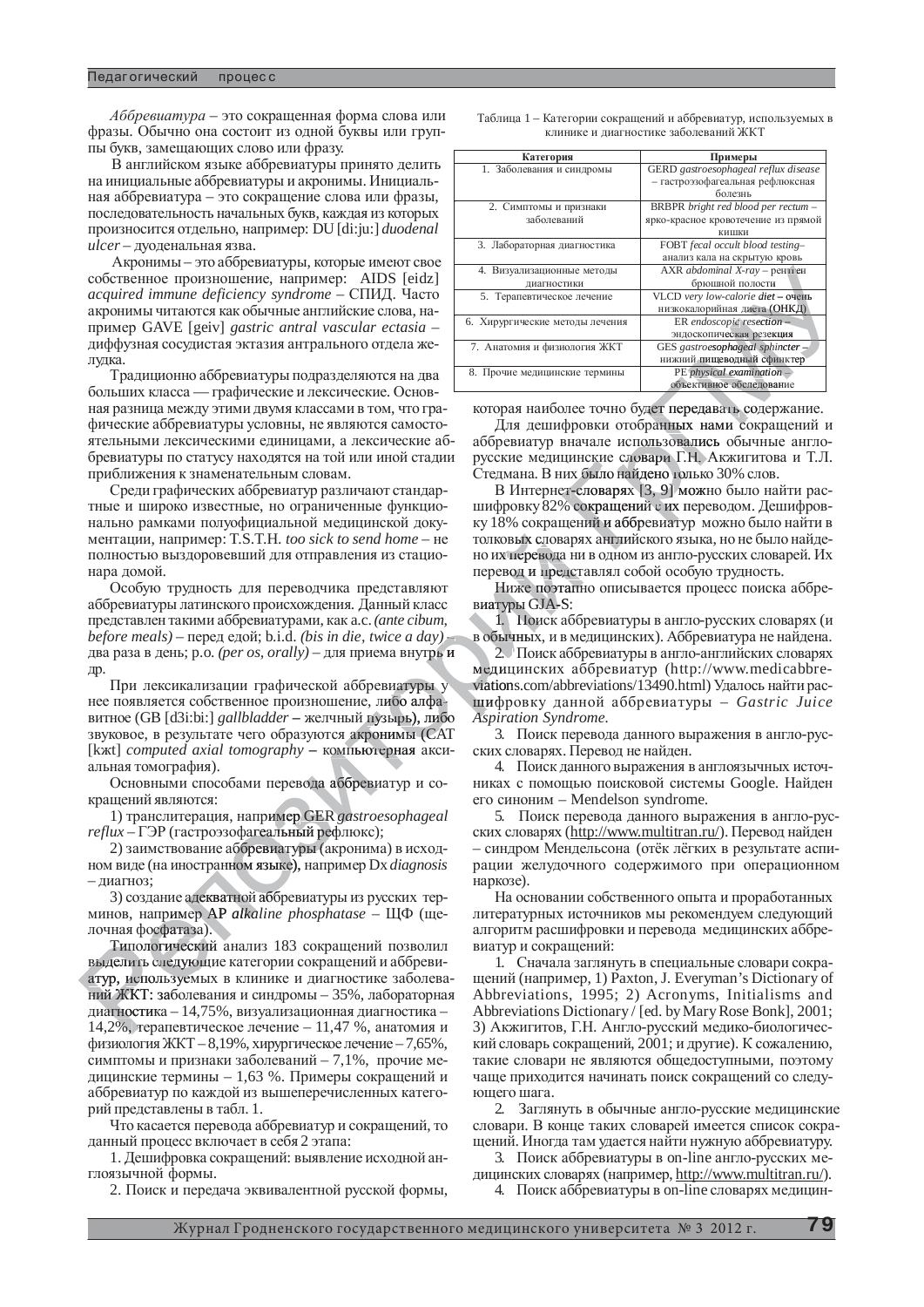*Аббревиатура* – это сокращенная форма слова или фразы. Обычно она состоит из одной буквы или группы букв, замещающих слово или фразу.

В английском языке аббревиатуры принято делить на инициальные аббревиатуры и акронимы. Инициальная аббревиатура – это сокращение слова или фразы, последовательность начальных букв, каждая из которых произносится отдельно, например: DU [di:ju:] *duodenal ulcer* – дуоденальная язва.

Акронимы – это аббревиатуры, которые имеют свое собственное произношение, например: AIDS [eidz] *acquired immune deficiency syndrome* – СПИД. Часто акронимы читаются как обычные английские слова, например GAVE [geiv] *gastric antral vascular ectasia* – диффузная сосудистая эктазия антрального отдела желудка.

Традиционно аббревиатуры подразделяются на два больших класса — графические и лексические. Основная разница между этими двумя классами в том, что графические аббревиатуры условны, не являются самостоятельными лексическими единицами, а лексические аббревиатуры по статусу находятся на той или иной стадии приближения к знаменательным словам.

Среди графических аббревиатур различают стандартные и широко известные, но ограниченные функционально рамками полуофициальной медицинской документации, например: T.S.T.H. *too sick to send home* – не полностью выздоровевший для отправления из стационара домой.

Особую трудность для переводчика представляют аббревиатуры латинского происхождения. Данный класс представлен такими аббревиатурами, как a.c. *(ante cibum, before meals)* – перед едой; b.i.d. *(bis in die, twice a day)* – два раза в день; p.o. *(per os, orally)* – для приема внутрь и др.

При лексикализации графической аббревиатуры у нее появляется собственное произношение, либо алфавитное (GB [d3i:bi:] *gallbladder* – желчный пузырь), либо звуковое, в результате чего образуются акронимы (CAT [kæt] *computed axial tomography* – компьютерная аксиальная томография).

Основными способами перевода аббревиатур и сокращений являются:

1) транслитерация, например GER *gastroesophageal reflux* – ГЭР (гастроэзофагеальный рефлюкс);

2) заимствование аббревиатуры (акронима) в исходном виде (на иностранном языке), например Dx *diagnosis* – диагноз;

3) создание адекватной аббревиатуры из русских терминов, например AP *alkaline phosphatase* – ЩФ (щелочная фосфатаза).

Типологический анализ 183 сокращений позволил выделить следующие категории сокращений и аббревиатур, используемых в клинике и диагностике заболеваний ЖКТ: заболевания и синдромы – 35%, лабораторная диагностика – 14,75%, визуализационная диагностика – 14,2%, терапевтическое лечение – 11,47 %, анатомия и физиология ЖКТ – 8,19%, хирургическое лечение – 7,65%, симптомы и признаки заболеваний – 7,1%, прочие медицинские термины – 1,63 %. Примеры сокращений и аббревиатур по каждой из вышеперечисленных категорий представлены в табл. 1.

Что касается перевода аббревиатур и сокращений, то данный процесс включает в себя 2 этапа:

1. Дешифровка сокращений: выявление исходной англоязычной формы.

2. Поиск и передача эквивалентной русской формы, которая наиболее точно будет передавать содержание.

Таблица 1 – Категории сокращений и аббревиатур, используемых в клинике и диагностике заболеваний ЖКТ

| Категория | Примеры |
|---|---|
| 1. Заболевания и синдромы | GERD *gastroesophageal reflux disease* – гастроэзофагеальная рефлюксная болезнь |
| 2. Симптомы и признаки заболеваний | BRBPR *bright red blood per rectum* – ярко-красное кровотечение из прямой кишки |
| 3. Лабораторная диагностика | FOBT *fecal occult blood testing*– анализ кала на скрытую кровь |
| 4. Визуализационные методы диагностики | AXR *abdominal X-ray* – рентген брюшной полости |
| 5. Терапевтическое лечение | VLCD *very low-calorie diet* – очень низкокалорийная диета (ОНКД) |
| 6. Хирургические методы лечения | ER *endoscopic resection* – эндоскопическая резекция |
| 7. Анатомия и физиология ЖКТ | GES *gastroesophageal sphincter* – нижний пищеводный сфинктер |
| 8. Прочие медицинские термины | PE *physical examination* – объективное обследование |

Для дешифровки отобранных нами сокращений и аббревиатур вначале использовались обычные англо-русские медицинские словари Г.Н. Акжигитова и Т.Л. Стедмана. В них было найдено только 30% слов.

В Интернет-словарях [3, 9] можно было найти расшифровку 82% сокращений с их переводом. Дешифровку 18% сокращений и аббревиатур можно было найти в толковых словарях английского языка, но не было найдено их перевода ни в одном из англо-русских словарей. Их перевод и представлял собой особую трудность.

Ниже поэтапно описывается процесс поиска аббревиатуры GJA-S:

1. Поиск аббревиатуры в англо-русских словарях (и в обычных, и в медицинских). Аббревиатура не найдена.

2. Поиск аббревиатуры в англо-английских словарях медицинских аббревиатур (http://www.medicabbreviations.com/abbreviations/13490.html) Удалось найти расшифровку данной аббревиатуры – *Gastric Juice Aspiration Syndrome.*

3. Поиск перевода данного выражения в англо-русских словарях. Перевод не найден.

4. Поиск данного выражения в англоязычных источниках с помощью поисковой системы Google. Найден его синоним – Mendelson syndrome.

5. Поиск перевода данного выражения в англо-русских словарях (http://www.multitran.ru/). Перевод найден – синдром Мендельсона (отёк лёгких в результате аспирации желудочного содержимого при операционном наркозе).

На основании собственного опыта и проработанных литературных источников мы рекомендуем следующий алгоритм расшифровки и перевода медицинских аббревиатур и сокращений:

1. Сначала заглянуть в специальные словари сокращений (например, 1) Paxton, J. Everyman's Dictionary of Abbreviations, 1995; 2) Acronyms, Initialisms and Abbreviations Dictionary / [ed. by Mary Rose Bonk], 2001; 3) Акжигитов, Г.Н. Англо-русский медико-биологический словарь сокращений, 2001; и другие). К сожалению, такие словари не являются общедоступными, поэтому чаще приходится начинать поиск сокращений со следующего шага.

2. Заглянуть в обычные англо-русские медицинские словари. В конце таких словарей имеется список сокращений. Иногда там удается найти нужную аббревиатуру.

3. Поиск аббревиатуры в on-line англо-русских медицинских словарях (например, http://www.multitran.ru/).

4. Поиск аббревиатуры в on-line словарях медицин-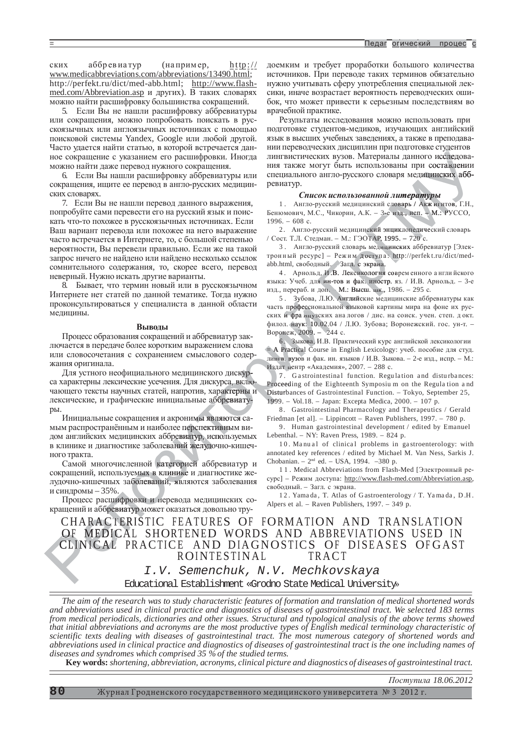ских аббревиатур (например, http://www.medicabbreviations.com/abbreviations/13490.html; http://perfekt.ru/dict/med-abb.html; http://www.flash-med.com/Abbreviation.asp и других). В таких словарях можно найти расшифровку большинства сокращений.

5. Если Вы не нашли расшифровку аббревиатуры или сокращения, можно попробовать поискать в русскоязычных или англоязычных источниках с помощью поисковой системы Yandex, Google или любой другой. Часто удается найти статью, в которой встречается данное сокращение с указанием его расшифровки. Иногда можно найти даже перевод нужного сокращения.

6. Если Вы нашли расшифровку аббревиатуры или сокращения, ищите ее перевод в англо-русских медицинских словарях.

7. Если Вы не нашли перевод данного выражения, попробуйте сами перевести его на русский язык и поискать что-то похожее в русскоязычных источниках. Если Ваш вариант перевода или похожее на него выражение часто встречается в Интернете, то, с большой степенью вероятности, Вы перевели правильно. Если же на такой запрос ничего не найдено или найдено несколько ссылок сомнительного содержания, то, скорее всего, перевод неверный. Нужно искать другие варианты.

8. Бывает, что термин новый или в русскоязычном Интернете нет статей по данной тематике. Тогда нужно проконсультироваться у специалиста в данной области медицины.

**Выводы**

Процесс образования сокращений и аббревиатур заключается в передаче более коротким выражением слова или словосочетания с сохранением смыслового содержания оригинала.

Для устного неофициального медицинского дискурса характерны лексические усечения. Для дискурса, включающего тексты научных статей, напротив, характерны и лексические, и графические инициальные аббревиатуры.

Инициальные сокращения и акронимы являются самым распространённым и наиболее перспективным видом английских медицинских аббревиатур, используемых в клинике и диагностике заболеваний желудочно-кишечного тракта.

Самой многочисленной категорией аббревиатур и сокращений, используемых в клинике и диагностике желудочно-кишечных заболеваний, являются заболевания и синдромы – 35%.

Процесс расшифровки и перевода медицинских сокращений и аббревиатур может оказаться довольно трудоемким и требует проработки большого количества источников. При переводе таких терминов обязательно нужно учитывать сферу употребления специальной лексики, иначе возрастает вероятность переводческих ошибок, что может привести к серьезным последствиям во врачебной практике.

Результаты исследования можно использовать при подготовке студентов-медиков, изучающих английский язык в высших учебных заведениях, а также в преподавании переводческих дисциплин при подготовке студентов лингвистических вузов. Материалы данного исследования также могут быть использованы при составлении специального англо-русского словаря медицинских аббревиатур.

***Список использованной литературы***

1. Англо-русский медицинский словарь / Акжигитов, Г.Н., Бенюмович, М.С., Чикорин, А.К. – 3-е изд., исп. – М.: РУССО, 1996. – 608 с.
2. Англо-русский медицинский энциклопедический словарь / Сост. Т.Л. Стедман. – М.: ГЭОТАР, 1995. – 720 с.
3. Англо-русский словарь медицинских аббревиатур [Электронный ресурс] – Режим доступа: http://perfekt.ru/dict/med-abb.html, свободный. – Загл. с экрана.
4. Арнольд, И.В. Лексикология современного английского языка: Учеб. для ин-тов и фак. иностр. яз. / И.В. Арнольд. – 3-е изд., перераб. и доп. – М.: Высш. шк., 1986. – 295 с.
5. Зубова, Л.Ю. Английские медицинские аббревиатуры как часть профессиональной языковой картины мира на фоне их русских и французских аналогов / дис. на соиск. учен. степ. докт. филол. наук: 10.02.04 / Л.Ю. Зубова; Воронежский. гос. ун-т. – Воронеж, 2009. – 244 с.
6. Зыкова, И.В. Практический курс английской лексикологии = A Practical Course in English Lexicology: учеб. пособие для студ. лингв. вузов и фак. ин. языков / И.В. Зыкова. – 2-е изд., испр. – М.: Издат центр «Академия», 2007. – 288 с.
7. Gastrointestinal function. Regulation and disturbances: Proceeding of the Eighteenth Symposium on the Regulation and Disturbances of Gastrointestinal Function. – Tokyo, September 25, 1999. – Vol.18. – Japan: Excerpta Medica, 2000. – 107 p.
8. Gastrointestinal Pharmacology and Therapeutics / Gerald Friedman [et al]. – Lippincott – Raven Publishers, 1997. – 780 p.
9. Human gastrointestinal development / edited by Emanuel Lebenthal. – NY: Raven Press, 1989. – 824 p.
10. Manual of clinical problems in gastroenterology: with annotated key references / edited by Michael M. Van Ness, Sarkis J. Chobanian. – 2[nd] ed. – USA, 1994. –380 p.
11. Medical Abbreviations from Flash-Med [Электронный ресурс] – Режим доступа: http://www.flash-med.com/Abbreviation.asp, свободный. – Загл. с экрана.
12. Yamada, T. Atlas of Gastroenterology / T. Yamada, D.H. Alpers et al. – Raven Publishers, 1997. – 349 p.

# CHARACTERISTIC FEATURES OF FORMATION AND TRANSLATION OF MEDICAL SHORTENED WORDS AND ABBREVIATIONS USED IN CLINICAL PRACTICE AND DIAGNOSTICS OF DISEASES OFGASTROINTESTINAL TRACT

*I.V. Semenchuk, N.V. Mechkovskaya*

Educational Establishment «Grodno State Medical University»

*The aim of the research was to study characteristic features of formation and translation of medical shortened words and abbreviations used in clinical practice and diagnostics of diseases of gastrointestinal tract. We selected 183 terms from medical periodicals, dictionaries and other issues. Structural and typological analysis of the above terms showed that initial abbreviations and acronyms are the most productive types of English medical terminology characteristic of scientific texts dealing with diseases of gastrointestinal tract. The most numerous category of shortened words and abbreviations used in clinical practice and diagnostics of diseases of gastrointestinal tract is the one including names of diseases and syndromes which comprised 35 % of the studied terms.*

**Key words:** *shortening, abbreviation, acronyms, clinical picture and diagnostics of diseases of gastrointestinal tract.*

*Поступила 18.06.2012*